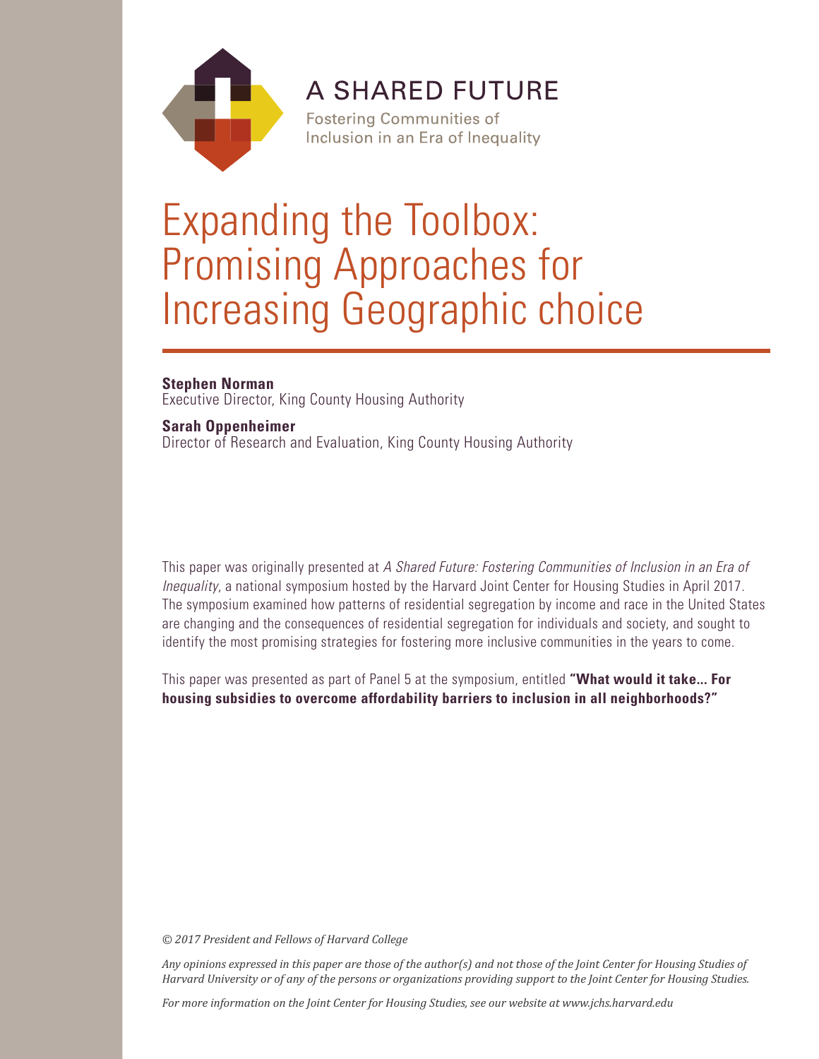A SHARED FUTURE

Fostering Communities of Inclusion in an Era of Inequality

# Expanding the Toolbox: Promising Approaches for Increasing Geographic choice

**Stephen Norman**
Executive Director, King County Housing Authority

**Sarah Oppenheimer**
Director of Research and Evaluation, King County Housing Authority

This paper was originally presented at *A Shared Future: Fostering Communities of Inclusion in an Era of Inequality*, a national symposium hosted by the Harvard Joint Center for Housing Studies in April 2017. The symposium examined how patterns of residential segregation by income and race in the United States are changing and the consequences of residential segregation for individuals and society, and sought to identify the most promising strategies for fostering more inclusive communities in the years to come.

This paper was presented as part of Panel 5 at the symposium, entitled **"What would it take... For housing subsidies to overcome affordability barriers to inclusion in all neighborhoods?"**

*© 2017 President and Fellows of Harvard College*

*Any opinions expressed in this paper are those of the author(s) and not those of the Joint Center for Housing Studies of Harvard University or of any of the persons or organizations providing support to the Joint Center for Housing Studies.*

*For more information on the Joint Center for Housing Studies, see our website at www.jchs.harvard.edu*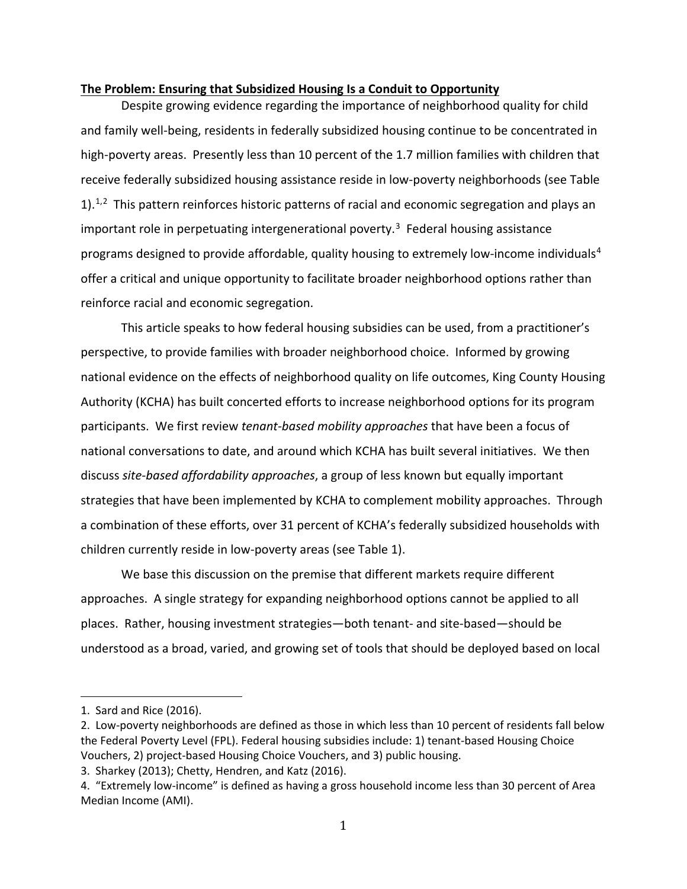**The Problem: Ensuring that Subsidized Housing Is a Conduit to Opportunity**

Despite growing evidence regarding the importance of neighborhood quality for child and family well-being, residents in federally subsidized housing continue to be concentrated in high-poverty areas. Presently less than 10 percent of the 1.7 million families with children that receive federally subsidized housing assistance reside in low-poverty neighborhoods (see Table 1).[1,2] This pattern reinforces historic patterns of racial and economic segregation and plays an important role in perpetuating intergenerational poverty.[3] Federal housing assistance programs designed to provide affordable, quality housing to extremely low-income individuals[4] offer a critical and unique opportunity to facilitate broader neighborhood options rather than reinforce racial and economic segregation.

This article speaks to how federal housing subsidies can be used, from a practitioner's perspective, to provide families with broader neighborhood choice. Informed by growing national evidence on the effects of neighborhood quality on life outcomes, King County Housing Authority (KCHA) has built concerted efforts to increase neighborhood options for its program participants. We first review *tenant-based mobility approaches* that have been a focus of national conversations to date, and around which KCHA has built several initiatives. We then discuss *site-based affordability approaches*, a group of less known but equally important strategies that have been implemented by KCHA to complement mobility approaches. Through a combination of these efforts, over 31 percent of KCHA's federally subsidized households with children currently reside in low-poverty areas (see Table 1).

We base this discussion on the premise that different markets require different approaches. A single strategy for expanding neighborhood options cannot be applied to all places. Rather, housing investment strategies—both tenant- and site-based—should be understood as a broad, varied, and growing set of tools that should be deployed based on local

---

1. Sard and Rice (2016).
2. Low-poverty neighborhoods are defined as those in which less than 10 percent of residents fall below the Federal Poverty Level (FPL). Federal housing subsidies include: 1) tenant-based Housing Choice Vouchers, 2) project-based Housing Choice Vouchers, and 3) public housing.
3. Sharkey (2013); Chetty, Hendren, and Katz (2016).
4. "Extremely low-income" is defined as having a gross household income less than 30 percent of Area Median Income (AMI).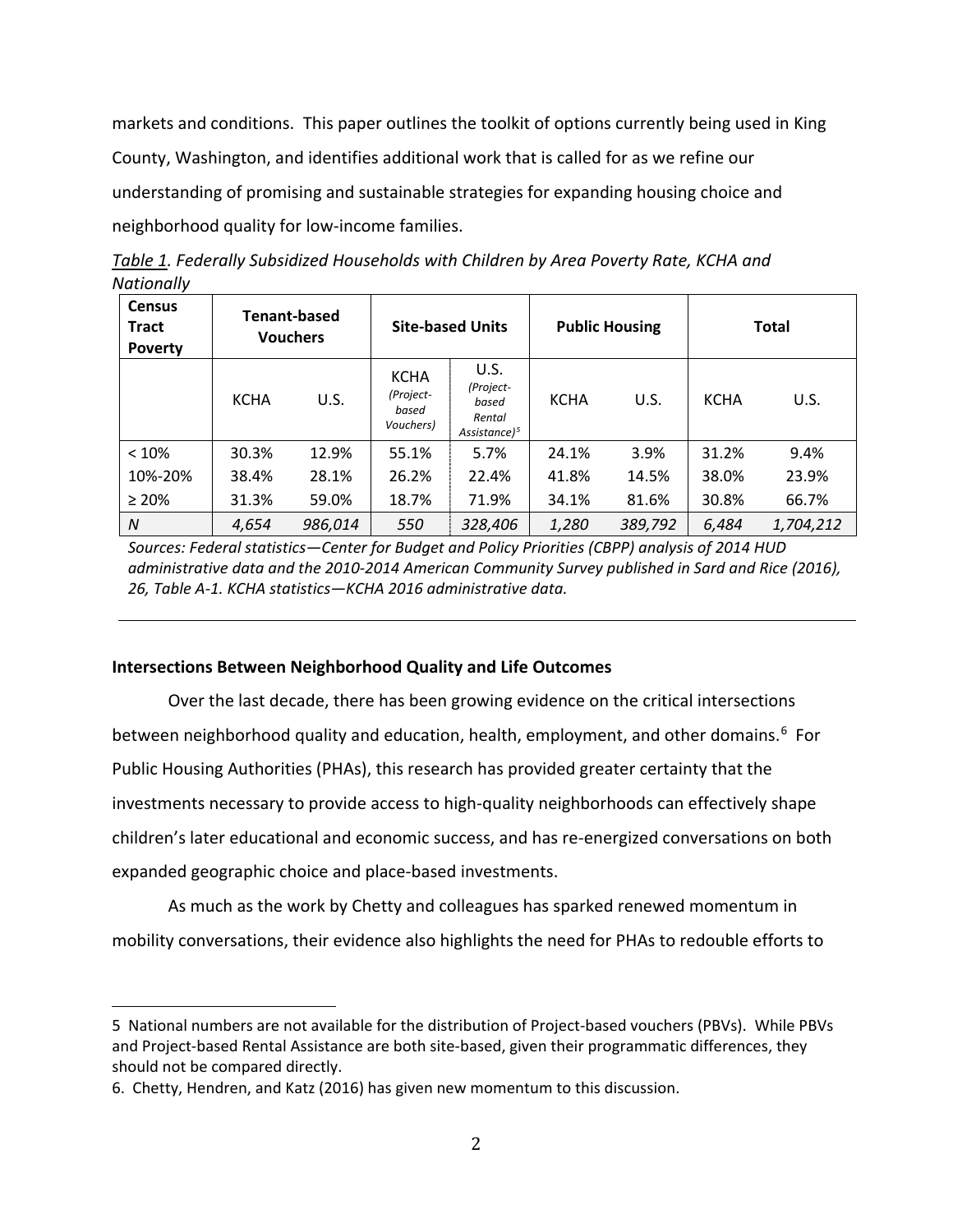markets and conditions. This paper outlines the toolkit of options currently being used in King County, Washington, and identifies additional work that is called for as we refine our understanding of promising and sustainable strategies for expanding housing choice and neighborhood quality for low-income families.

*Table 1. Federally Subsidized Households with Children by Area Poverty Rate, KCHA and Nationally*

| Census Tract Poverty | Tenant-based Vouchers | | Site-based Units | | Public Housing | | Total | |
|---|---|---|---|---|---|---|---|---|
| | KCHA | U.S. | KCHA *(Project-based Vouchers)* | U.S. *(Project-based Rental Assistance)*[5] | KCHA | U.S. | KCHA | U.S. |
| < 10% | 30.3% | 12.9% | 55.1% | 5.7% | 24.1% | 3.9% | 31.2% | 9.4% |
| 10%-20% | 38.4% | 28.1% | 26.2% | 22.4% | 41.8% | 14.5% | 38.0% | 23.9% |
| ≥ 20% | 31.3% | 59.0% | 18.7% | 71.9% | 34.1% | 81.6% | 30.8% | 66.7% |
| *N* | *4,654* | *986,014* | *550* | *328,406* | *1,280* | *389,792* | *6,484* | *1,704,212* |

*Sources: Federal statistics—Center for Budget and Policy Priorities (CBPP) analysis of 2014 HUD administrative data and the 2010-2014 American Community Survey published in Sard and Rice (2016), 26, Table A-1. KCHA statistics—KCHA 2016 administrative data.*

### Intersections Between Neighborhood Quality and Life Outcomes

Over the last decade, there has been growing evidence on the critical intersections between neighborhood quality and education, health, employment, and other domains.[6] For Public Housing Authorities (PHAs), this research has provided greater certainty that the investments necessary to provide access to high-quality neighborhoods can effectively shape children's later educational and economic success, and has re-energized conversations on both expanded geographic choice and place-based investments.

As much as the work by Chetty and colleagues has sparked renewed momentum in mobility conversations, their evidence also highlights the need for PHAs to redouble efforts to

5 National numbers are not available for the distribution of Project-based vouchers (PBVs). While PBVs and Project-based Rental Assistance are both site-based, given their programmatic differences, they should not be compared directly.

6. Chetty, Hendren, and Katz (2016) has given new momentum to this discussion.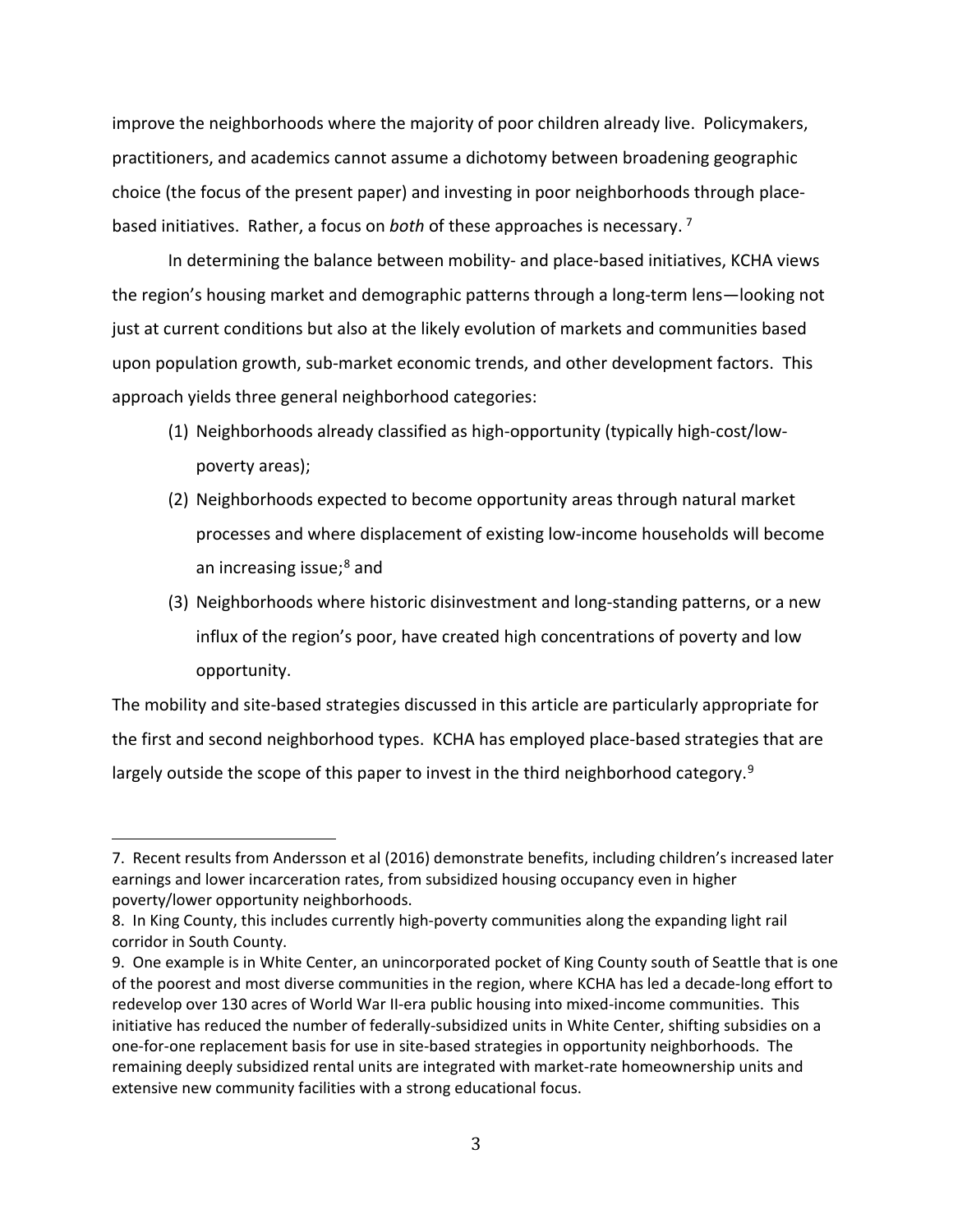improve the neighborhoods where the majority of poor children already live. Policymakers, practitioners, and academics cannot assume a dichotomy between broadening geographic choice (the focus of the present paper) and investing in poor neighborhoods through place-based initiatives. Rather, a focus on *both* of these approaches is necessary. [7]

In determining the balance between mobility- and place-based initiatives, KCHA views the region's housing market and demographic patterns through a long-term lens—looking not just at current conditions but also at the likely evolution of markets and communities based upon population growth, sub-market economic trends, and other development factors. This approach yields three general neighborhood categories:

(1) Neighborhoods already classified as high-opportunity (typically high-cost/low-poverty areas);

(2) Neighborhoods expected to become opportunity areas through natural market processes and where displacement of existing low-income households will become an increasing issue;[8] and

(3) Neighborhoods where historic disinvestment and long-standing patterns, or a new influx of the region's poor, have created high concentrations of poverty and low opportunity.

The mobility and site-based strategies discussed in this article are particularly appropriate for the first and second neighborhood types. KCHA has employed place-based strategies that are largely outside the scope of this paper to invest in the third neighborhood category.[9]

---

7. Recent results from Andersson et al (2016) demonstrate benefits, including children's increased later earnings and lower incarceration rates, from subsidized housing occupancy even in higher poverty/lower opportunity neighborhoods.

8. In King County, this includes currently high-poverty communities along the expanding light rail corridor in South County.

9. One example is in White Center, an unincorporated pocket of King County south of Seattle that is one of the poorest and most diverse communities in the region, where KCHA has led a decade-long effort to redevelop over 130 acres of World War II-era public housing into mixed-income communities. This initiative has reduced the number of federally-subsidized units in White Center, shifting subsidies on a one-for-one replacement basis for use in site-based strategies in opportunity neighborhoods. The remaining deeply subsidized rental units are integrated with market-rate homeownership units and extensive new community facilities with a strong educational focus.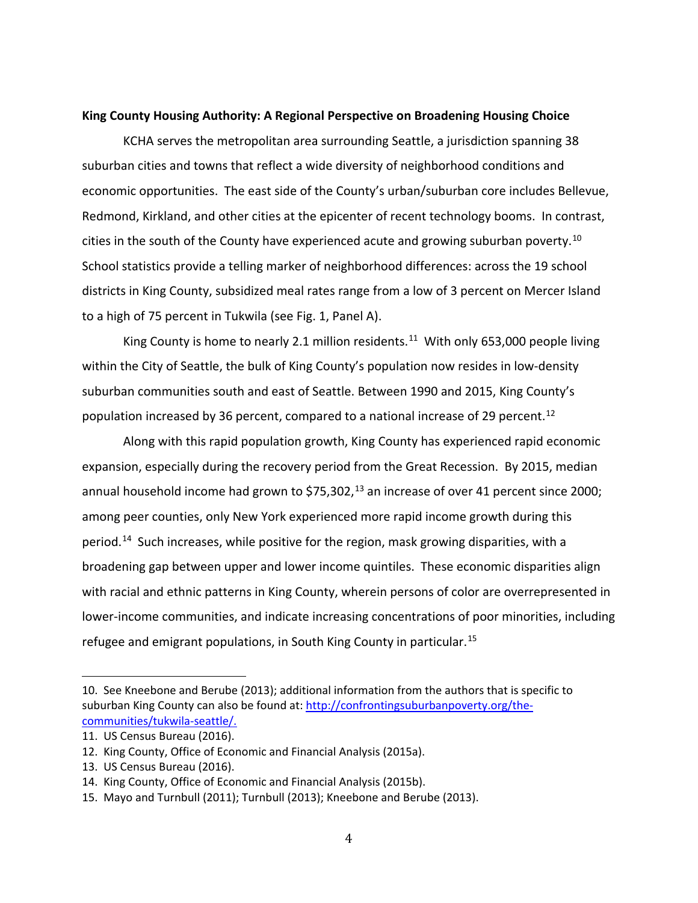**King County Housing Authority: A Regional Perspective on Broadening Housing Choice**

KCHA serves the metropolitan area surrounding Seattle, a jurisdiction spanning 38 suburban cities and towns that reflect a wide diversity of neighborhood conditions and economic opportunities. The east side of the County's urban/suburban core includes Bellevue, Redmond, Kirkland, and other cities at the epicenter of recent technology booms. In contrast, cities in the south of the County have experienced acute and growing suburban poverty.[10] School statistics provide a telling marker of neighborhood differences: across the 19 school districts in King County, subsidized meal rates range from a low of 3 percent on Mercer Island to a high of 75 percent in Tukwila (see Fig. 1, Panel A).

King County is home to nearly 2.1 million residents.[11] With only 653,000 people living within the City of Seattle, the bulk of King County's population now resides in low-density suburban communities south and east of Seattle. Between 1990 and 2015, King County's population increased by 36 percent, compared to a national increase of 29 percent.[12]

Along with this rapid population growth, King County has experienced rapid economic expansion, especially during the recovery period from the Great Recession. By 2015, median annual household income had grown to $75,302,[13] an increase of over 41 percent since 2000; among peer counties, only New York experienced more rapid income growth during this period.[14] Such increases, while positive for the region, mask growing disparities, with a broadening gap between upper and lower income quintiles. These economic disparities align with racial and ethnic patterns in King County, wherein persons of color are overrepresented in lower-income communities, and indicate increasing concentrations of poor minorities, including refugee and emigrant populations, in South King County in particular.[15]

---

10. See Kneebone and Berube (2013); additional information from the authors that is specific to suburban King County can also be found at: http://confrontingsuburbanpoverty.org/the-communities/tukwila-seattle/.
11. US Census Bureau (2016).
12. King County, Office of Economic and Financial Analysis (2015a).
13. US Census Bureau (2016).
14. King County, Office of Economic and Financial Analysis (2015b).
15. Mayo and Turnbull (2011); Turnbull (2013); Kneebone and Berube (2013).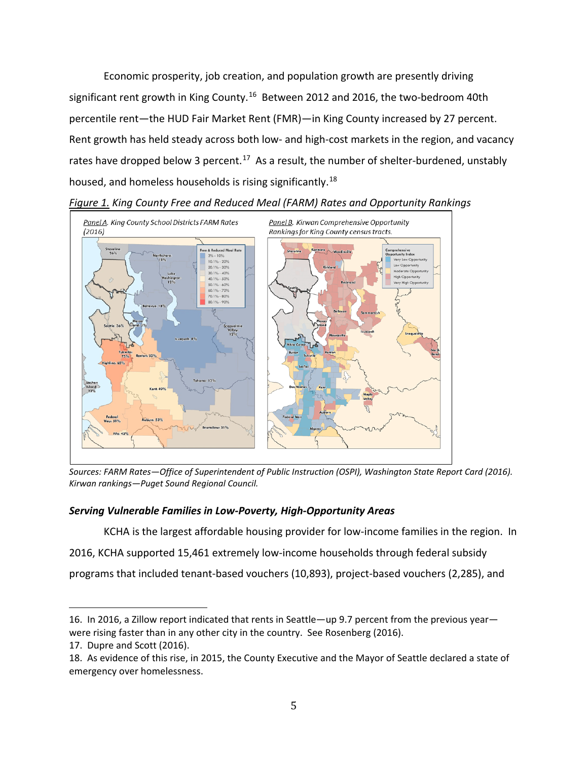Economic prosperity, job creation, and population growth are presently driving significant rent growth in King County.[16] Between 2012 and 2016, the two-bedroom 40th percentile rent—the HUD Fair Market Rent (FMR)—in King County increased by 27 percent. Rent growth has held steady across both low- and high-cost markets in the region, and vacancy rates have dropped below 3 percent.[17] As a result, the number of shelter-burdened, unstably housed, and homeless households is rising significantly.[18]

*Figure 1. King County Free and Reduced Meal (FARM) Rates and Opportunity Rankings*

*Panel A. King County School Districts FARM Rates (2016)*

*Panel B. Kirwan Comprehensive Opportunity Rankings for King County census tracts.*

*Sources: FARM Rates—Office of Superintendent of Public Instruction (OSPI), Washington State Report Card (2016). Kirwan rankings—Puget Sound Regional Council.*

### *Serving Vulnerable Families in Low-Poverty, High-Opportunity Areas*

KCHA is the largest affordable housing provider for low-income families in the region. In 2016, KCHA supported 15,461 extremely low-income households through federal subsidy programs that included tenant-based vouchers (10,893), project-based vouchers (2,285), and

---

16. In 2016, a Zillow report indicated that rents in Seattle—up 9.7 percent from the previous year—were rising faster than in any other city in the country. See Rosenberg (2016).

17. Dupre and Scott (2016).

18. As evidence of this rise, in 2015, the County Executive and the Mayor of Seattle declared a state of emergency over homelessness.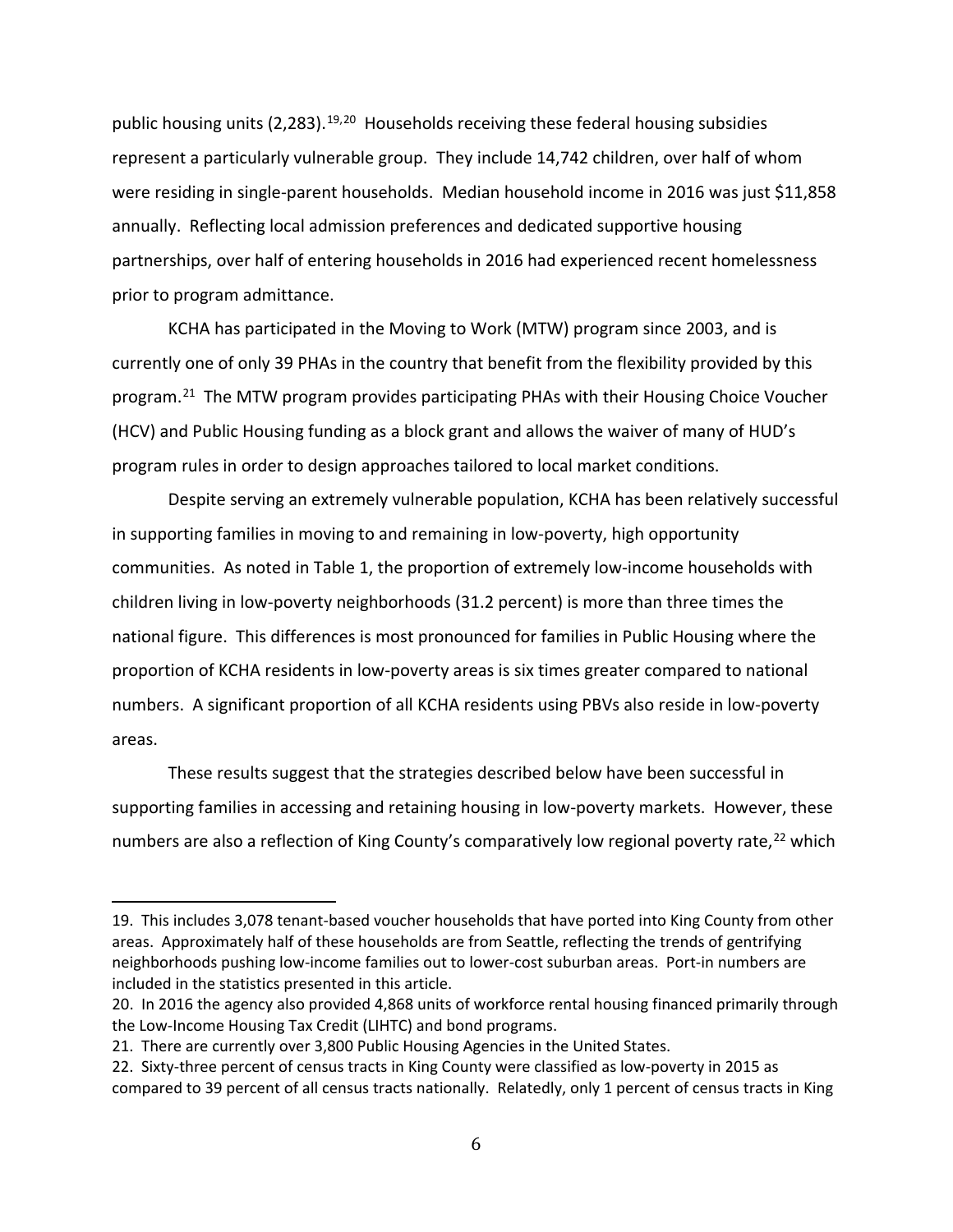public housing units (2,283).[19,20] Households receiving these federal housing subsidies represent a particularly vulnerable group. They include 14,742 children, over half of whom were residing in single-parent households. Median household income in 2016 was just $11,858 annually. Reflecting local admission preferences and dedicated supportive housing partnerships, over half of entering households in 2016 had experienced recent homelessness prior to program admittance.

KCHA has participated in the Moving to Work (MTW) program since 2003, and is currently one of only 39 PHAs in the country that benefit from the flexibility provided by this program.[21] The MTW program provides participating PHAs with their Housing Choice Voucher (HCV) and Public Housing funding as a block grant and allows the waiver of many of HUD's program rules in order to design approaches tailored to local market conditions.

Despite serving an extremely vulnerable population, KCHA has been relatively successful in supporting families in moving to and remaining in low-poverty, high opportunity communities. As noted in Table 1, the proportion of extremely low-income households with children living in low-poverty neighborhoods (31.2 percent) is more than three times the national figure. This differences is most pronounced for families in Public Housing where the proportion of KCHA residents in low-poverty areas is six times greater compared to national numbers. A significant proportion of all KCHA residents using PBVs also reside in low-poverty areas.

These results suggest that the strategies described below have been successful in supporting families in accessing and retaining housing in low-poverty markets. However, these numbers are also a reflection of King County's comparatively low regional poverty rate,[22] which

---

19. This includes 3,078 tenant-based voucher households that have ported into King County from other areas. Approximately half of these households are from Seattle, reflecting the trends of gentrifying neighborhoods pushing low-income families out to lower-cost suburban areas. Port-in numbers are included in the statistics presented in this article.

20. In 2016 the agency also provided 4,868 units of workforce rental housing financed primarily through the Low-Income Housing Tax Credit (LIHTC) and bond programs.

21. There are currently over 3,800 Public Housing Agencies in the United States.

22. Sixty-three percent of census tracts in King County were classified as low-poverty in 2015 as compared to 39 percent of all census tracts nationally. Relatedly, only 1 percent of census tracts in King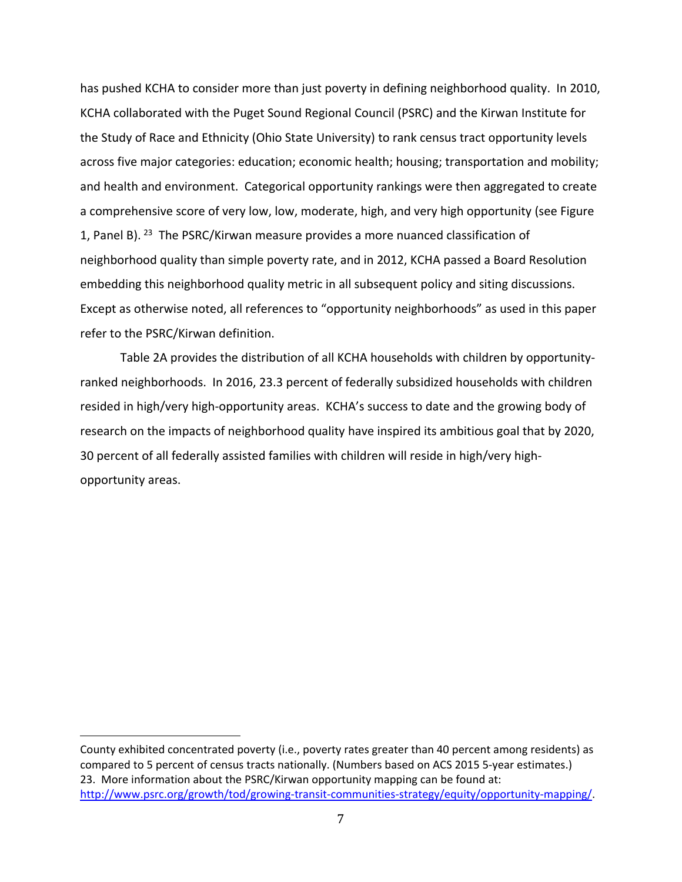has pushed KCHA to consider more than just poverty in defining neighborhood quality. In 2010, KCHA collaborated with the Puget Sound Regional Council (PSRC) and the Kirwan Institute for the Study of Race and Ethnicity (Ohio State University) to rank census tract opportunity levels across five major categories: education; economic health; housing; transportation and mobility; and health and environment. Categorical opportunity rankings were then aggregated to create a comprehensive score of very low, low, moderate, high, and very high opportunity (see Figure 1, Panel B).[23] The PSRC/Kirwan measure provides a more nuanced classification of neighborhood quality than simple poverty rate, and in 2012, KCHA passed a Board Resolution embedding this neighborhood quality metric in all subsequent policy and siting discussions. Except as otherwise noted, all references to "opportunity neighborhoods" as used in this paper refer to the PSRC/Kirwan definition.

Table 2A provides the distribution of all KCHA households with children by opportunity-ranked neighborhoods. In 2016, 23.3 percent of federally subsidized households with children resided in high/very high-opportunity areas. KCHA's success to date and the growing body of research on the impacts of neighborhood quality have inspired its ambitious goal that by 2020, 30 percent of all federally assisted families with children will reside in high/very high-opportunity areas.

---

County exhibited concentrated poverty (i.e., poverty rates greater than 40 percent among residents) as compared to 5 percent of census tracts nationally. (Numbers based on ACS 2015 5-year estimates.)

23. More information about the PSRC/Kirwan opportunity mapping can be found at: http://www.psrc.org/growth/tod/growing-transit-communities-strategy/equity/opportunity-mapping/.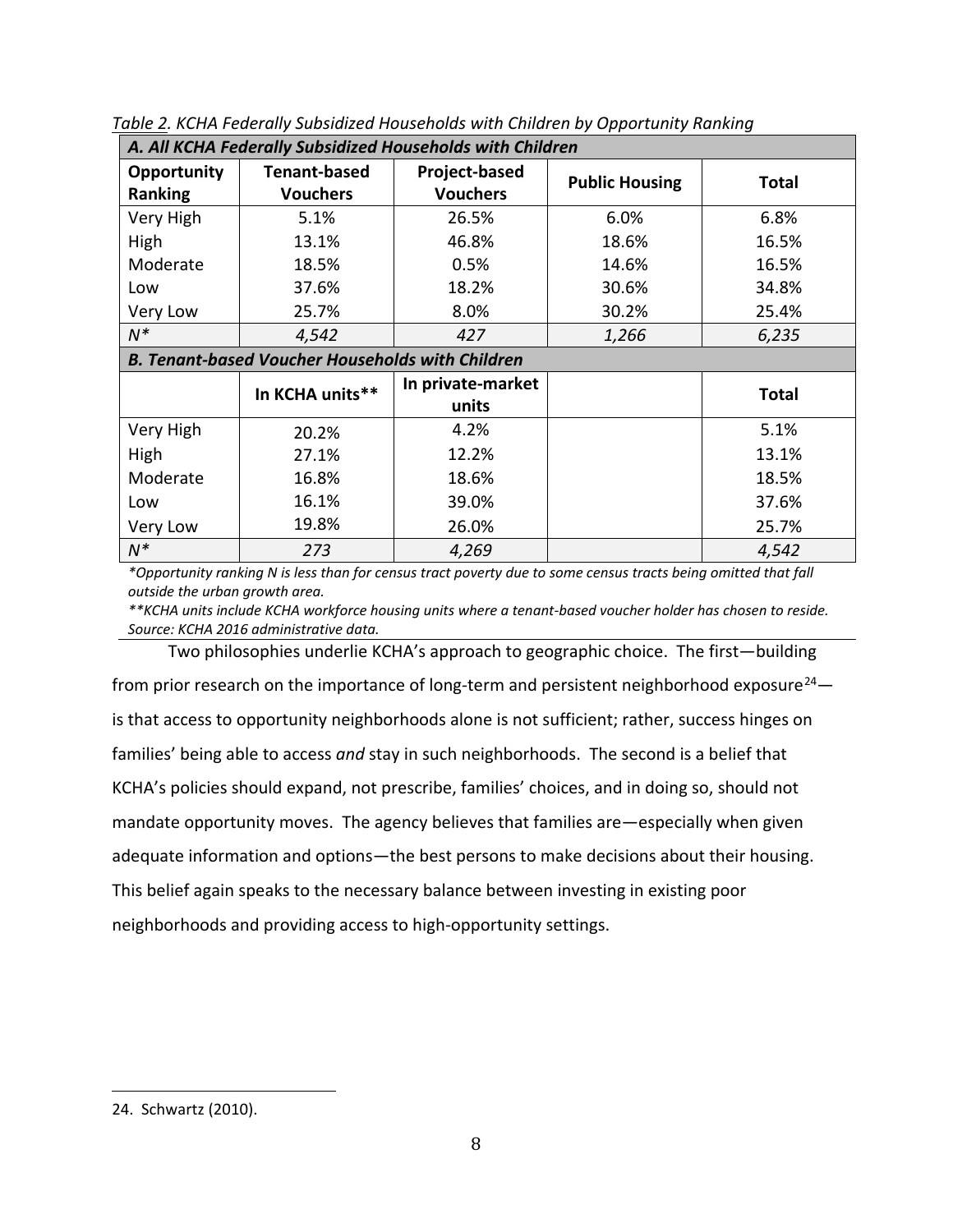*Table 2. KCHA Federally Subsidized Households with Children by Opportunity Ranking*

| ***A. All KCHA Federally Subsidized Households with Children*** | | | | |
|---|---|---|---|---|
| **Opportunity Ranking** | **Tenant-based Vouchers** | **Project-based Vouchers** | **Public Housing** | **Total** |
| Very High | 5.1% | 26.5% | 6.0% | 6.8% |
| High | 13.1% | 46.8% | 18.6% | 16.5% |
| Moderate | 18.5% | 0.5% | 14.6% | 16.5% |
| Low | 37.6% | 18.2% | 30.6% | 34.8% |
| Very Low | 25.7% | 8.0% | 30.2% | 25.4% |
| *N** | *4,542* | *427* | *1,266* | *6,235* |
| ***B. Tenant-based Voucher Households with Children*** | | | | |
| | **In KCHA units**** | **In private-market units** | | **Total** |
| Very High | 20.2% | 4.2% | | 5.1% |
| High | 27.1% | 12.2% | | 13.1% |
| Moderate | 16.8% | 18.6% | | 18.5% |
| Low | 16.1% | 39.0% | | 37.6% |
| Very Low | 19.8% | 26.0% | | 25.7% |
| *N** | *273* | *4,269* | | *4,542* |

**Opportunity ranking N is less than for census tract poverty due to some census tracts being omitted that fall outside the urban growth area.*

***KCHA units include KCHA workforce housing units where a tenant-based voucher holder has chosen to reside.*

*Source: KCHA 2016 administrative data.*

Two philosophies underlie KCHA's approach to geographic choice. The first—building from prior research on the importance of long-term and persistent neighborhood exposure[24]—is that access to opportunity neighborhoods alone is not sufficient; rather, success hinges on families' being able to access *and* stay in such neighborhoods. The second is a belief that KCHA's policies should expand, not prescribe, families' choices, and in doing so, should not mandate opportunity moves. The agency believes that families are—especially when given adequate information and options—the best persons to make decisions about their housing. This belief again speaks to the necessary balance between investing in existing poor neighborhoods and providing access to high-opportunity settings.

24. Schwartz (2010).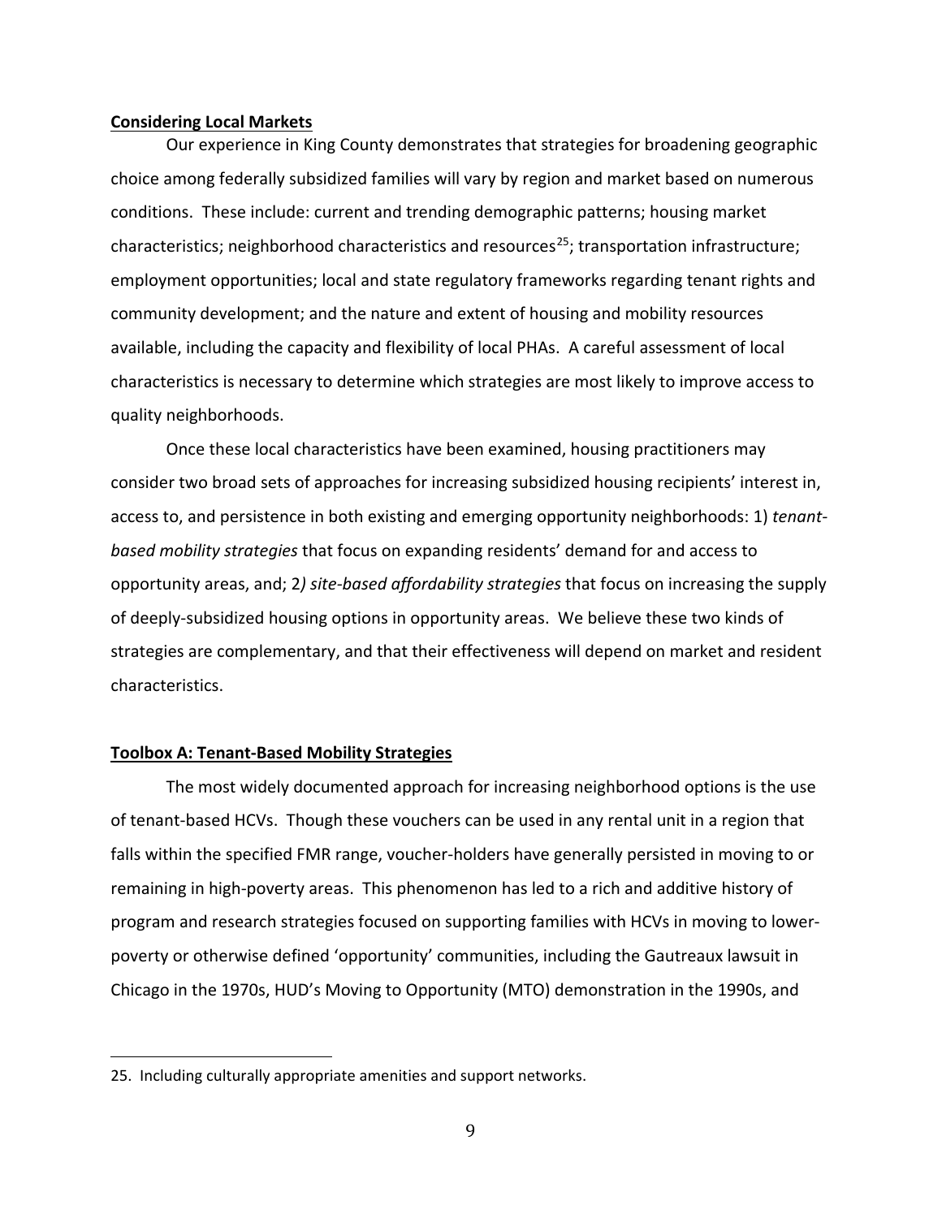**Considering Local Markets**

Our experience in King County demonstrates that strategies for broadening geographic choice among federally subsidized families will vary by region and market based on numerous conditions. These include: current and trending demographic patterns; housing market characteristics; neighborhood characteristics and resources[25]; transportation infrastructure; employment opportunities; local and state regulatory frameworks regarding tenant rights and community development; and the nature and extent of housing and mobility resources available, including the capacity and flexibility of local PHAs. A careful assessment of local characteristics is necessary to determine which strategies are most likely to improve access to quality neighborhoods.

Once these local characteristics have been examined, housing practitioners may consider two broad sets of approaches for increasing subsidized housing recipients' interest in, access to, and persistence in both existing and emerging opportunity neighborhoods: 1) *tenant-based mobility strategies* that focus on expanding residents' demand for and access to opportunity areas, and; 2*) site-based affordability strategies* that focus on increasing the supply of deeply-subsidized housing options in opportunity areas. We believe these two kinds of strategies are complementary, and that their effectiveness will depend on market and resident characteristics.

**Toolbox A: Tenant-Based Mobility Strategies**

The most widely documented approach for increasing neighborhood options is the use of tenant-based HCVs. Though these vouchers can be used in any rental unit in a region that falls within the specified FMR range, voucher-holders have generally persisted in moving to or remaining in high-poverty areas. This phenomenon has led to a rich and additive history of program and research strategies focused on supporting families with HCVs in moving to lower-poverty or otherwise defined 'opportunity' communities, including the Gautreaux lawsuit in Chicago in the 1970s, HUD's Moving to Opportunity (MTO) demonstration in the 1990s, and

---

25. Including culturally appropriate amenities and support networks.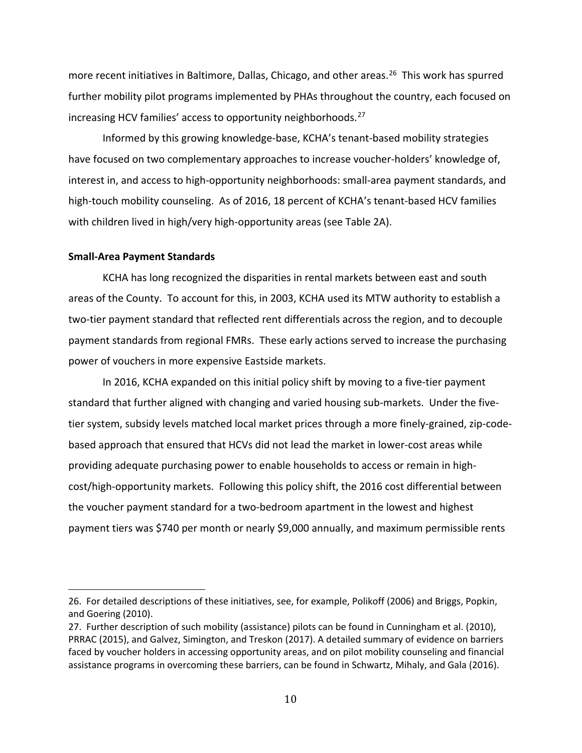more recent initiatives in Baltimore, Dallas, Chicago, and other areas.[26] This work has spurred further mobility pilot programs implemented by PHAs throughout the country, each focused on increasing HCV families' access to opportunity neighborhoods.[27]

Informed by this growing knowledge-base, KCHA's tenant-based mobility strategies have focused on two complementary approaches to increase voucher-holders' knowledge of, interest in, and access to high-opportunity neighborhoods: small-area payment standards, and high-touch mobility counseling. As of 2016, 18 percent of KCHA's tenant-based HCV families with children lived in high/very high-opportunity areas (see Table 2A).

**Small-Area Payment Standards**

KCHA has long recognized the disparities in rental markets between east and south areas of the County. To account for this, in 2003, KCHA used its MTW authority to establish a two-tier payment standard that reflected rent differentials across the region, and to decouple payment standards from regional FMRs. These early actions served to increase the purchasing power of vouchers in more expensive Eastside markets.

In 2016, KCHA expanded on this initial policy shift by moving to a five-tier payment standard that further aligned with changing and varied housing sub-markets. Under the five-tier system, subsidy levels matched local market prices through a more finely-grained, zip-code-based approach that ensured that HCVs did not lead the market in lower-cost areas while providing adequate purchasing power to enable households to access or remain in high-cost/high-opportunity markets. Following this policy shift, the 2016 cost differential between the voucher payment standard for a two-bedroom apartment in the lowest and highest payment tiers was $740 per month or nearly $9,000 annually, and maximum permissible rents

26. For detailed descriptions of these initiatives, see, for example, Polikoff (2006) and Briggs, Popkin, and Goering (2010).

27. Further description of such mobility (assistance) pilots can be found in Cunningham et al. (2010), PRRAC (2015), and Galvez, Simington, and Treskon (2017). A detailed summary of evidence on barriers faced by voucher holders in accessing opportunity areas, and on pilot mobility counseling and financial assistance programs in overcoming these barriers, can be found in Schwartz, Mihaly, and Gala (2016).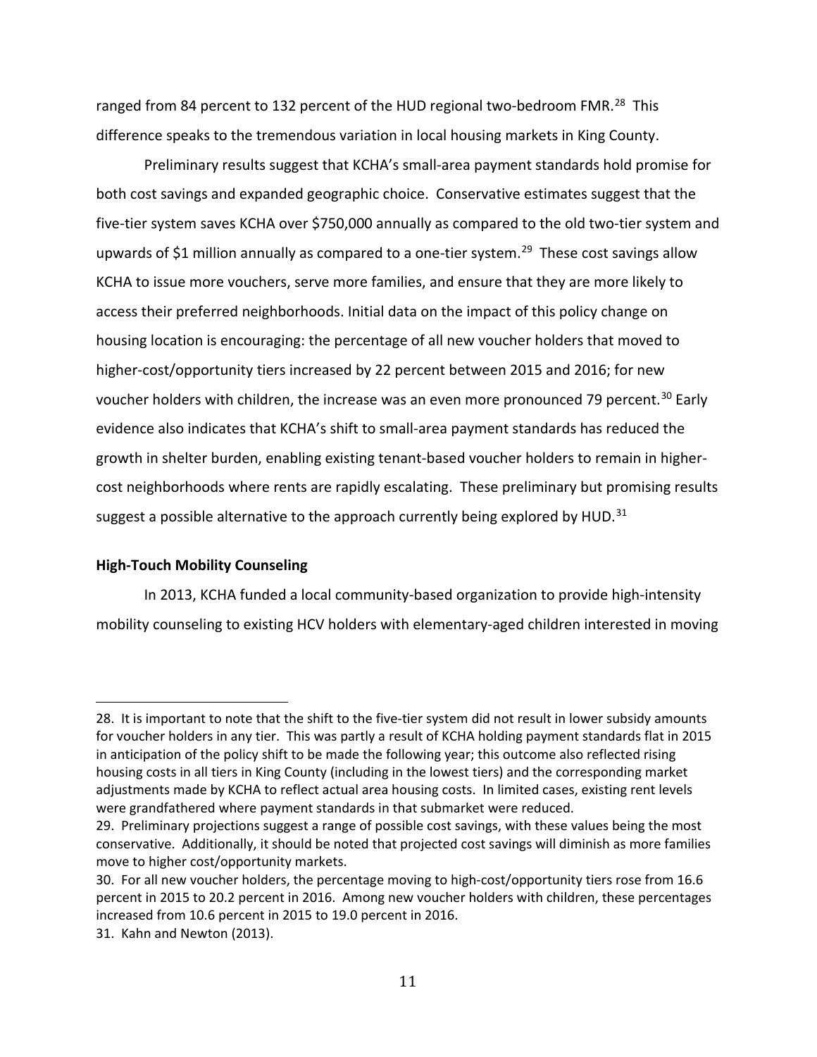ranged from 84 percent to 132 percent of the HUD regional two-bedroom FMR.[28] This difference speaks to the tremendous variation in local housing markets in King County.

Preliminary results suggest that KCHA's small-area payment standards hold promise for both cost savings and expanded geographic choice. Conservative estimates suggest that the five-tier system saves KCHA over $750,000 annually as compared to the old two-tier system and upwards of $1 million annually as compared to a one-tier system.[29] These cost savings allow KCHA to issue more vouchers, serve more families, and ensure that they are more likely to access their preferred neighborhoods. Initial data on the impact of this policy change on housing location is encouraging: the percentage of all new voucher holders that moved to higher-cost/opportunity tiers increased by 22 percent between 2015 and 2016; for new voucher holders with children, the increase was an even more pronounced 79 percent.[30] Early evidence also indicates that KCHA's shift to small-area payment standards has reduced the growth in shelter burden, enabling existing tenant-based voucher holders to remain in higher-cost neighborhoods where rents are rapidly escalating. These preliminary but promising results suggest a possible alternative to the approach currently being explored by HUD.[31]

**High-Touch Mobility Counseling**

In 2013, KCHA funded a local community-based organization to provide high-intensity mobility counseling to existing HCV holders with elementary-aged children interested in moving

---

28. It is important to note that the shift to the five-tier system did not result in lower subsidy amounts for voucher holders in any tier. This was partly a result of KCHA holding payment standards flat in 2015 in anticipation of the policy shift to be made the following year; this outcome also reflected rising housing costs in all tiers in King County (including in the lowest tiers) and the corresponding market adjustments made by KCHA to reflect actual area housing costs. In limited cases, existing rent levels were grandfathered where payment standards in that submarket were reduced.

29. Preliminary projections suggest a range of possible cost savings, with these values being the most conservative. Additionally, it should be noted that projected cost savings will diminish as more families move to higher cost/opportunity markets.

30. For all new voucher holders, the percentage moving to high-cost/opportunity tiers rose from 16.6 percent in 2015 to 20.2 percent in 2016. Among new voucher holders with children, these percentages increased from 10.6 percent in 2015 to 19.0 percent in 2016.

31. Kahn and Newton (2013).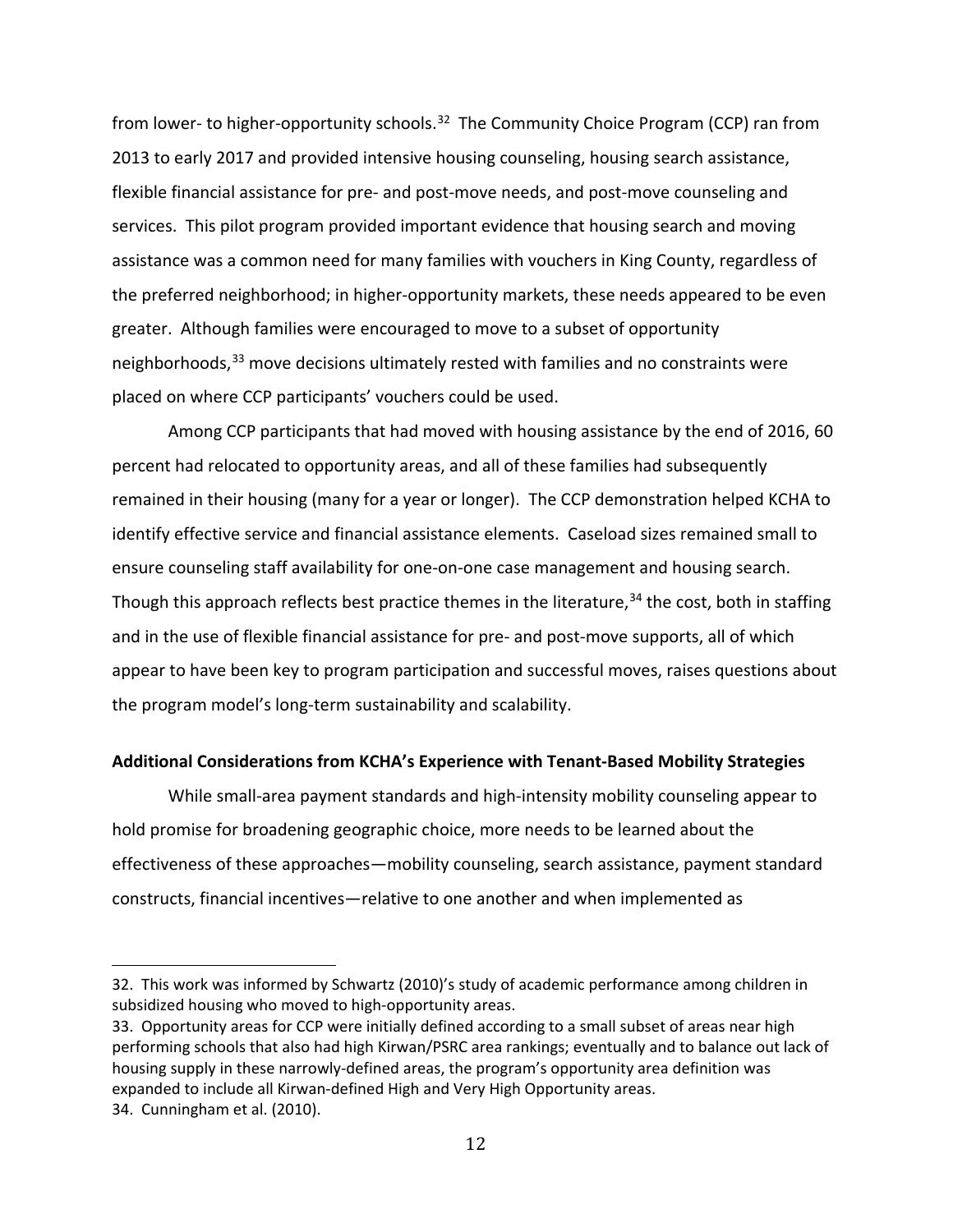from lower- to higher-opportunity schools.[32] The Community Choice Program (CCP) ran from 2013 to early 2017 and provided intensive housing counseling, housing search assistance, flexible financial assistance for pre- and post-move needs, and post-move counseling and services. This pilot program provided important evidence that housing search and moving assistance was a common need for many families with vouchers in King County, regardless of the preferred neighborhood; in higher-opportunity markets, these needs appeared to be even greater. Although families were encouraged to move to a subset of opportunity neighborhoods,[33] move decisions ultimately rested with families and no constraints were placed on where CCP participants' vouchers could be used.

Among CCP participants that had moved with housing assistance by the end of 2016, 60 percent had relocated to opportunity areas, and all of these families had subsequently remained in their housing (many for a year or longer). The CCP demonstration helped KCHA to identify effective service and financial assistance elements. Caseload sizes remained small to ensure counseling staff availability for one-on-one case management and housing search. Though this approach reflects best practice themes in the literature,[34] the cost, both in staffing and in the use of flexible financial assistance for pre- and post-move supports, all of which appear to have been key to program participation and successful moves, raises questions about the program model's long-term sustainability and scalability.

**Additional Considerations from KCHA's Experience with Tenant-Based Mobility Strategies**

While small-area payment standards and high-intensity mobility counseling appear to hold promise for broadening geographic choice, more needs to be learned about the effectiveness of these approaches—mobility counseling, search assistance, payment standard constructs, financial incentives—relative to one another and when implemented as

---

32. This work was informed by Schwartz (2010)'s study of academic performance among children in subsidized housing who moved to high-opportunity areas.

33. Opportunity areas for CCP were initially defined according to a small subset of areas near high performing schools that also had high Kirwan/PSRC area rankings; eventually and to balance out lack of housing supply in these narrowly-defined areas, the program's opportunity area definition was expanded to include all Kirwan-defined High and Very High Opportunity areas.

34. Cunningham et al. (2010).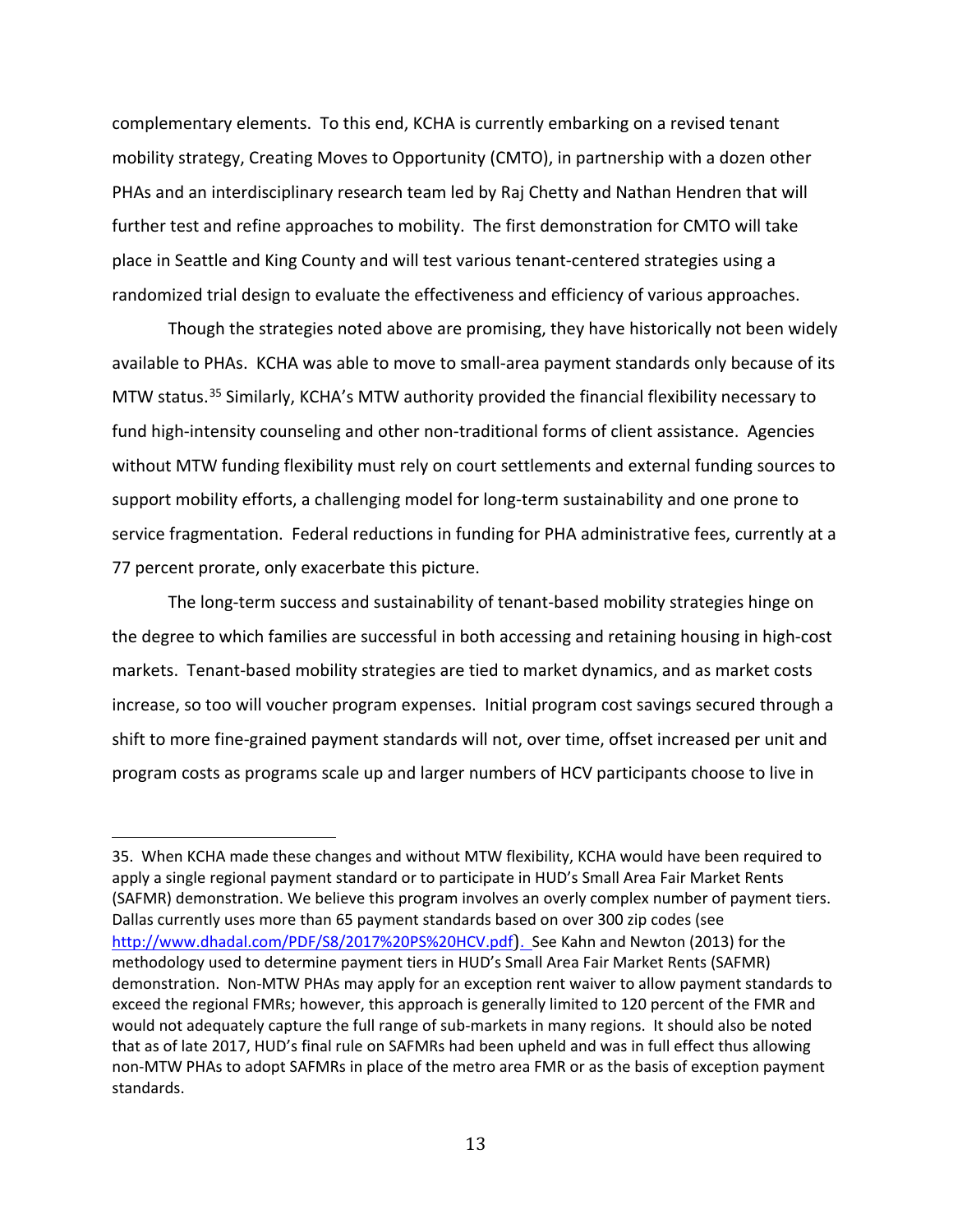complementary elements. To this end, KCHA is currently embarking on a revised tenant mobility strategy, Creating Moves to Opportunity (CMTO), in partnership with a dozen other PHAs and an interdisciplinary research team led by Raj Chetty and Nathan Hendren that will further test and refine approaches to mobility. The first demonstration for CMTO will take place in Seattle and King County and will test various tenant-centered strategies using a randomized trial design to evaluate the effectiveness and efficiency of various approaches.

Though the strategies noted above are promising, they have historically not been widely available to PHAs. KCHA was able to move to small-area payment standards only because of its MTW status.[35] Similarly, KCHA's MTW authority provided the financial flexibility necessary to fund high-intensity counseling and other non-traditional forms of client assistance. Agencies without MTW funding flexibility must rely on court settlements and external funding sources to support mobility efforts, a challenging model for long-term sustainability and one prone to service fragmentation. Federal reductions in funding for PHA administrative fees, currently at a 77 percent prorate, only exacerbate this picture.

The long-term success and sustainability of tenant-based mobility strategies hinge on the degree to which families are successful in both accessing and retaining housing in high-cost markets. Tenant-based mobility strategies are tied to market dynamics, and as market costs increase, so too will voucher program expenses. Initial program cost savings secured through a shift to more fine-grained payment standards will not, over time, offset increased per unit and program costs as programs scale up and larger numbers of HCV participants choose to live in

---

35. When KCHA made these changes and without MTW flexibility, KCHA would have been required to apply a single regional payment standard or to participate in HUD's Small Area Fair Market Rents (SAFMR) demonstration. We believe this program involves an overly complex number of payment tiers. Dallas currently uses more than 65 payment standards based on over 300 zip codes (see http://www.dhadal.com/PDF/S8/2017%20PS%20HCV.pdf). See Kahn and Newton (2013) for the methodology used to determine payment tiers in HUD's Small Area Fair Market Rents (SAFMR) demonstration. Non-MTW PHAs may apply for an exception rent waiver to allow payment standards to exceed the regional FMRs; however, this approach is generally limited to 120 percent of the FMR and would not adequately capture the full range of sub-markets in many regions. It should also be noted that as of late 2017, HUD's final rule on SAFMRs had been upheld and was in full effect thus allowing non-MTW PHAs to adopt SAFMRs in place of the metro area FMR or as the basis of exception payment standards.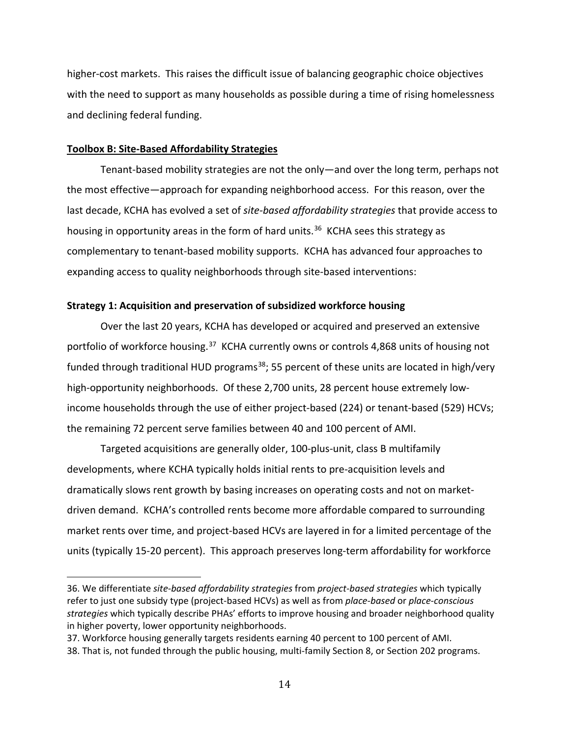higher-cost markets. This raises the difficult issue of balancing geographic choice objectives with the need to support as many households as possible during a time of rising homelessness and declining federal funding.

**Toolbox B: Site-Based Affordability Strategies**

Tenant-based mobility strategies are not the only—and over the long term, perhaps not the most effective—approach for expanding neighborhood access. For this reason, over the last decade, KCHA has evolved a set of *site-based affordability strategies* that provide access to housing in opportunity areas in the form of hard units.[36] KCHA sees this strategy as complementary to tenant-based mobility supports. KCHA has advanced four approaches to expanding access to quality neighborhoods through site-based interventions:

**Strategy 1: Acquisition and preservation of subsidized workforce housing**

Over the last 20 years, KCHA has developed or acquired and preserved an extensive portfolio of workforce housing.[37] KCHA currently owns or controls 4,868 units of housing not funded through traditional HUD programs[38]; 55 percent of these units are located in high/very high-opportunity neighborhoods. Of these 2,700 units, 28 percent house extremely low-income households through the use of either project-based (224) or tenant-based (529) HCVs; the remaining 72 percent serve families between 40 and 100 percent of AMI.

Targeted acquisitions are generally older, 100-plus-unit, class B multifamily developments, where KCHA typically holds initial rents to pre-acquisition levels and dramatically slows rent growth by basing increases on operating costs and not on market-driven demand. KCHA's controlled rents become more affordable compared to surrounding market rents over time, and project-based HCVs are layered in for a limited percentage of the units (typically 15-20 percent). This approach preserves long-term affordability for workforce

36. We differentiate *site-based affordability strategies* from *project-based strategies* which typically refer to just one subsidy type (project-based HCVs) as well as from *place-based* or *place-conscious strategies* which typically describe PHAs' efforts to improve housing and broader neighborhood quality in higher poverty, lower opportunity neighborhoods.

37. Workforce housing generally targets residents earning 40 percent to 100 percent of AMI.

38. That is, not funded through the public housing, multi-family Section 8, or Section 202 programs.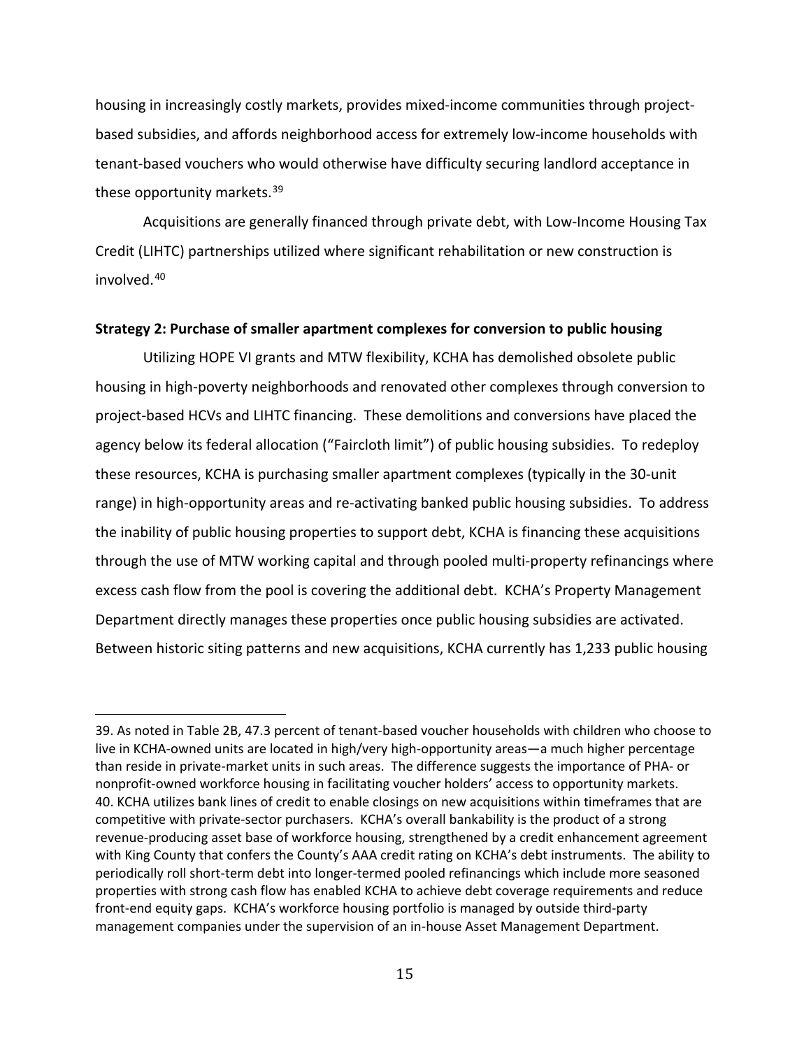housing in increasingly costly markets, provides mixed-income communities through project-based subsidies, and affords neighborhood access for extremely low-income households with tenant-based vouchers who would otherwise have difficulty securing landlord acceptance in these opportunity markets.[39]

Acquisitions are generally financed through private debt, with Low-Income Housing Tax Credit (LIHTC) partnerships utilized where significant rehabilitation or new construction is involved.[40]

**Strategy 2: Purchase of smaller apartment complexes for conversion to public housing**

Utilizing HOPE VI grants and MTW flexibility, KCHA has demolished obsolete public housing in high-poverty neighborhoods and renovated other complexes through conversion to project-based HCVs and LIHTC financing. These demolitions and conversions have placed the agency below its federal allocation ("Faircloth limit") of public housing subsidies. To redeploy these resources, KCHA is purchasing smaller apartment complexes (typically in the 30-unit range) in high-opportunity areas and re-activating banked public housing subsidies. To address the inability of public housing properties to support debt, KCHA is financing these acquisitions through the use of MTW working capital and through pooled multi-property refinancings where excess cash flow from the pool is covering the additional debt. KCHA's Property Management Department directly manages these properties once public housing subsidies are activated. Between historic siting patterns and new acquisitions, KCHA currently has 1,233 public housing

39. As noted in Table 2B, 47.3 percent of tenant-based voucher households with children who choose to live in KCHA-owned units are located in high/very high-opportunity areas—a much higher percentage than reside in private-market units in such areas. The difference suggests the importance of PHA- or nonprofit-owned workforce housing in facilitating voucher holders' access to opportunity markets.

40. KCHA utilizes bank lines of credit to enable closings on new acquisitions within timeframes that are competitive with private-sector purchasers. KCHA's overall bankability is the product of a strong revenue-producing asset base of workforce housing, strengthened by a credit enhancement agreement with King County that confers the County's AAA credit rating on KCHA's debt instruments. The ability to periodically roll short-term debt into longer-termed pooled refinancings which include more seasoned properties with strong cash flow has enabled KCHA to achieve debt coverage requirements and reduce front-end equity gaps. KCHA's workforce housing portfolio is managed by outside third-party management companies under the supervision of an in-house Asset Management Department.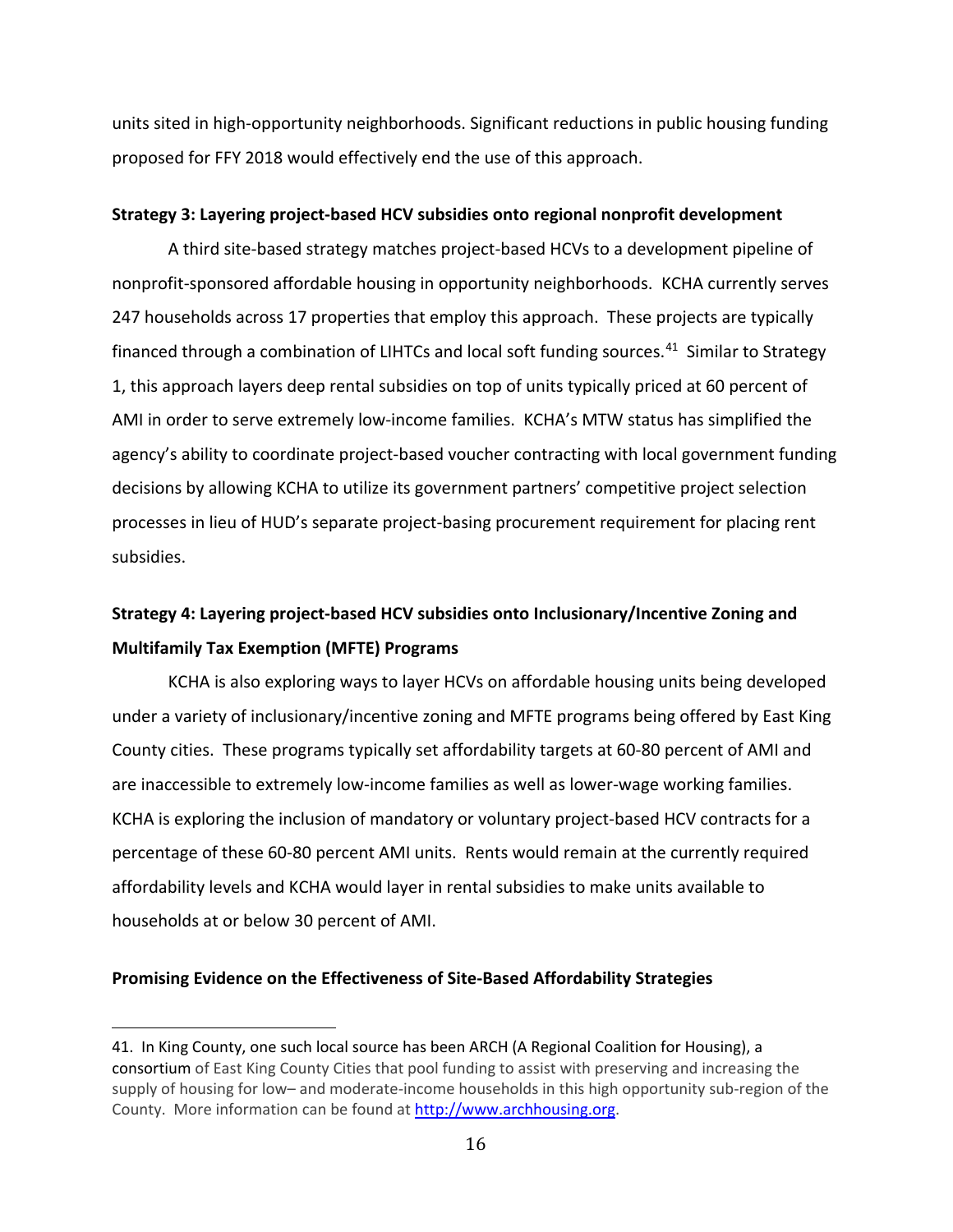units sited in high-opportunity neighborhoods. Significant reductions in public housing funding proposed for FFY 2018 would effectively end the use of this approach.

**Strategy 3: Layering project-based HCV subsidies onto regional nonprofit development**

A third site-based strategy matches project-based HCVs to a development pipeline of nonprofit-sponsored affordable housing in opportunity neighborhoods. KCHA currently serves 247 households across 17 properties that employ this approach. These projects are typically financed through a combination of LIHTCs and local soft funding sources.[41] Similar to Strategy 1, this approach layers deep rental subsidies on top of units typically priced at 60 percent of AMI in order to serve extremely low-income families. KCHA's MTW status has simplified the agency's ability to coordinate project-based voucher contracting with local government funding decisions by allowing KCHA to utilize its government partners' competitive project selection processes in lieu of HUD's separate project-basing procurement requirement for placing rent subsidies.

**Strategy 4: Layering project-based HCV subsidies onto Inclusionary/Incentive Zoning and Multifamily Tax Exemption (MFTE) Programs**

KCHA is also exploring ways to layer HCVs on affordable housing units being developed under a variety of inclusionary/incentive zoning and MFTE programs being offered by East King County cities. These programs typically set affordability targets at 60-80 percent of AMI and are inaccessible to extremely low-income families as well as lower-wage working families. KCHA is exploring the inclusion of mandatory or voluntary project-based HCV contracts for a percentage of these 60-80 percent AMI units. Rents would remain at the currently required affordability levels and KCHA would layer in rental subsidies to make units available to households at or below 30 percent of AMI.

**Promising Evidence on the Effectiveness of Site-Based Affordability Strategies**

41. In King County, one such local source has been ARCH (A Regional Coalition for Housing), a consortium of East King County Cities that pool funding to assist with preserving and increasing the supply of housing for low– and moderate-income households in this high opportunity sub-region of the County. More information can be found at http://www.archhousing.org.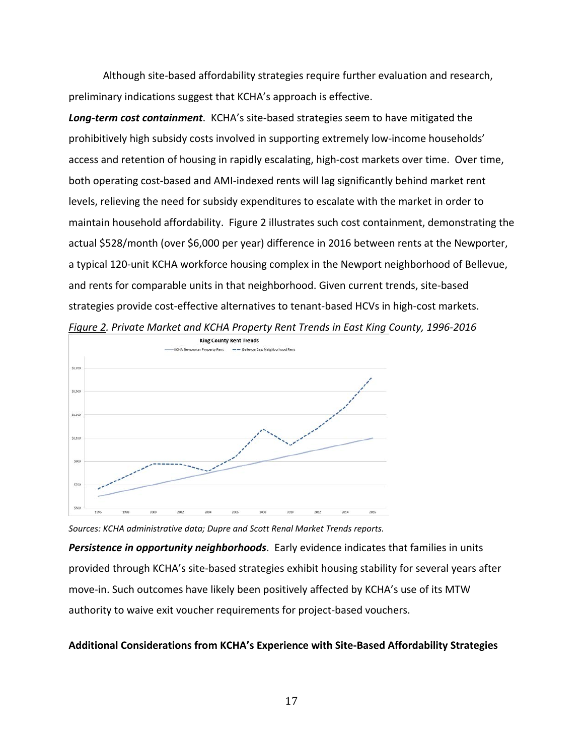Although site-based affordability strategies require further evaluation and research, preliminary indications suggest that KCHA's approach is effective.

***Long-term cost containment***. KCHA's site-based strategies seem to have mitigated the prohibitively high subsidy costs involved in supporting extremely low-income households' access and retention of housing in rapidly escalating, high-cost markets over time. Over time, both operating cost-based and AMI-indexed rents will lag significantly behind market rent levels, relieving the need for subsidy expenditures to escalate with the market in order to maintain household affordability. Figure 2 illustrates such cost containment, demonstrating the actual $528/month (over $6,000 per year) difference in 2016 between rents at the Newporter, a typical 120-unit KCHA workforce housing complex in the Newport neighborhood of Bellevue, and rents for comparable units in that neighborhood. Given current trends, site-based strategies provide cost-effective alternatives to tenant-based HCVs in high-cost markets.

*Figure 2. Private Market and KCHA Property Rent Trends in East King County, 1996-2016*

*Sources: KCHA administrative data; Dupre and Scott Renal Market Trends reports.*

***Persistence in opportunity neighborhoods***. Early evidence indicates that families in units provided through KCHA's site-based strategies exhibit housing stability for several years after move-in. Such outcomes have likely been positively affected by KCHA's use of its MTW authority to waive exit voucher requirements for project-based vouchers.

**Additional Considerations from KCHA's Experience with Site-Based Affordability Strategies**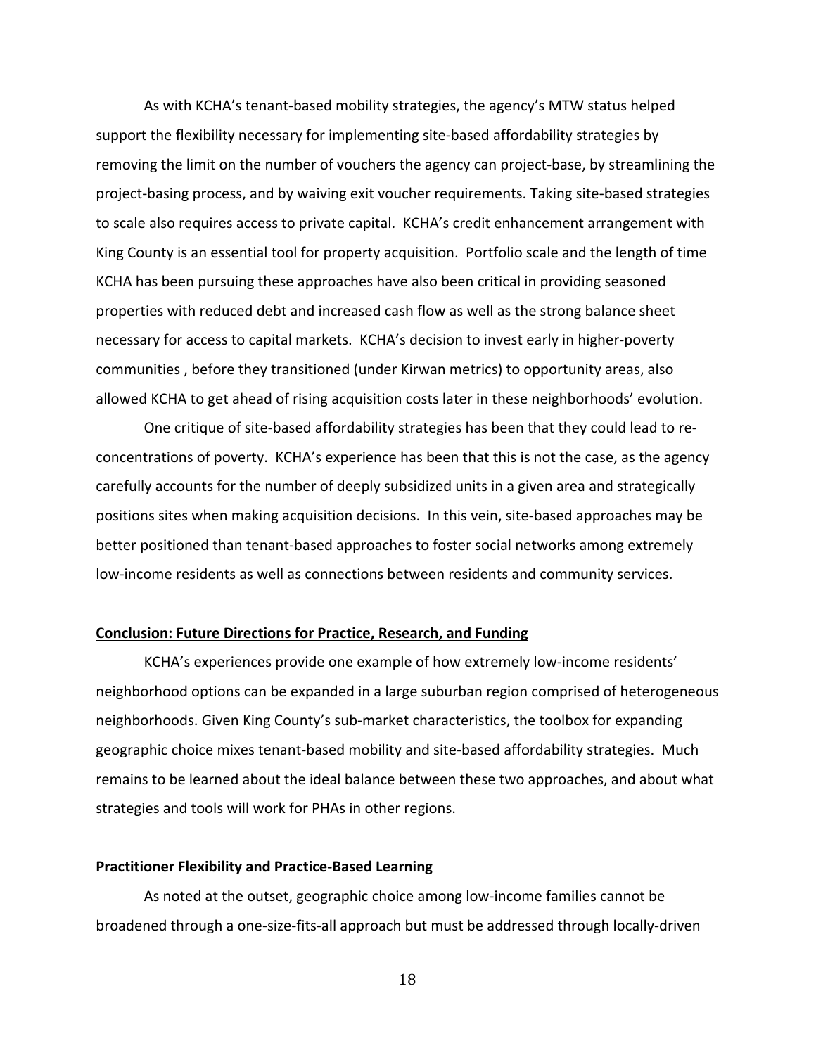As with KCHA's tenant-based mobility strategies, the agency's MTW status helped support the flexibility necessary for implementing site-based affordability strategies by removing the limit on the number of vouchers the agency can project-base, by streamlining the project-basing process, and by waiving exit voucher requirements. Taking site-based strategies to scale also requires access to private capital. KCHA's credit enhancement arrangement with King County is an essential tool for property acquisition. Portfolio scale and the length of time KCHA has been pursuing these approaches have also been critical in providing seasoned properties with reduced debt and increased cash flow as well as the strong balance sheet necessary for access to capital markets. KCHA's decision to invest early in higher-poverty communities , before they transitioned (under Kirwan metrics) to opportunity areas, also allowed KCHA to get ahead of rising acquisition costs later in these neighborhoods' evolution.

One critique of site-based affordability strategies has been that they could lead to re-concentrations of poverty. KCHA's experience has been that this is not the case, as the agency carefully accounts for the number of deeply subsidized units in a given area and strategically positions sites when making acquisition decisions. In this vein, site-based approaches may be better positioned than tenant-based approaches to foster social networks among extremely low-income residents as well as connections between residents and community services.

## Conclusion: Future Directions for Practice, Research, and Funding

KCHA's experiences provide one example of how extremely low-income residents' neighborhood options can be expanded in a large suburban region comprised of heterogeneous neighborhoods. Given King County's sub-market characteristics, the toolbox for expanding geographic choice mixes tenant-based mobility and site-based affordability strategies. Much remains to be learned about the ideal balance between these two approaches, and about what strategies and tools will work for PHAs in other regions.

### Practitioner Flexibility and Practice-Based Learning

As noted at the outset, geographic choice among low-income families cannot be broadened through a one-size-fits-all approach but must be addressed through locally-driven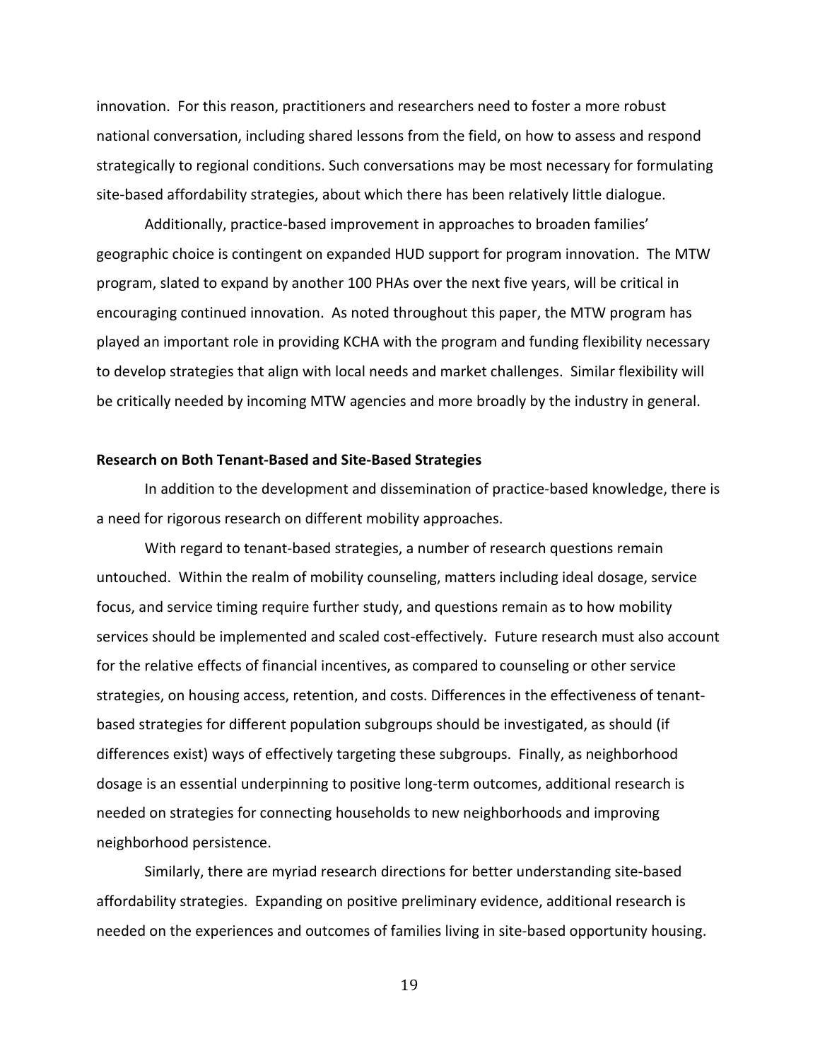innovation. For this reason, practitioners and researchers need to foster a more robust national conversation, including shared lessons from the field, on how to assess and respond strategically to regional conditions. Such conversations may be most necessary for formulating site-based affordability strategies, about which there has been relatively little dialogue.

Additionally, practice-based improvement in approaches to broaden families' geographic choice is contingent on expanded HUD support for program innovation. The MTW program, slated to expand by another 100 PHAs over the next five years, will be critical in encouraging continued innovation. As noted throughout this paper, the MTW program has played an important role in providing KCHA with the program and funding flexibility necessary to develop strategies that align with local needs and market challenges. Similar flexibility will be critically needed by incoming MTW agencies and more broadly by the industry in general.

**Research on Both Tenant-Based and Site-Based Strategies**

In addition to the development and dissemination of practice-based knowledge, there is a need for rigorous research on different mobility approaches.

With regard to tenant-based strategies, a number of research questions remain untouched. Within the realm of mobility counseling, matters including ideal dosage, service focus, and service timing require further study, and questions remain as to how mobility services should be implemented and scaled cost-effectively. Future research must also account for the relative effects of financial incentives, as compared to counseling or other service strategies, on housing access, retention, and costs. Differences in the effectiveness of tenant-based strategies for different population subgroups should be investigated, as should (if differences exist) ways of effectively targeting these subgroups. Finally, as neighborhood dosage is an essential underpinning to positive long-term outcomes, additional research is needed on strategies for connecting households to new neighborhoods and improving neighborhood persistence.

Similarly, there are myriad research directions for better understanding site-based affordability strategies. Expanding on positive preliminary evidence, additional research is needed on the experiences and outcomes of families living in site-based opportunity housing.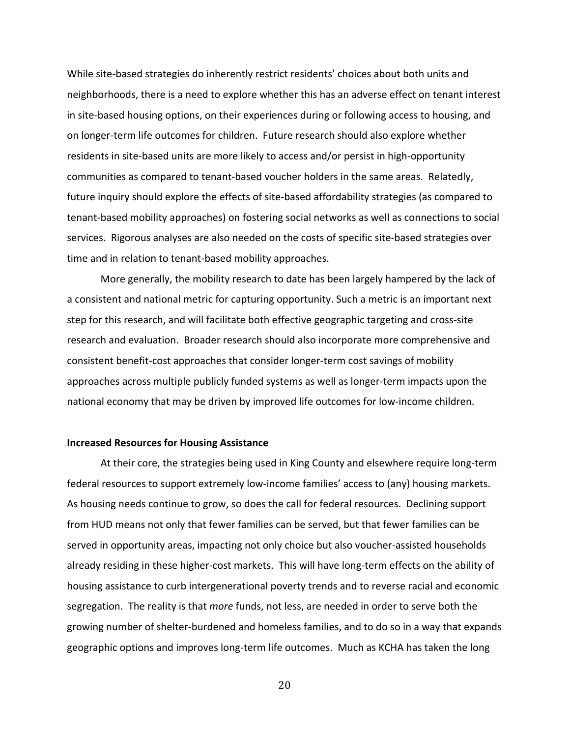While site-based strategies do inherently restrict residents' choices about both units and neighborhoods, there is a need to explore whether this has an adverse effect on tenant interest in site-based housing options, on their experiences during or following access to housing, and on longer-term life outcomes for children. Future research should also explore whether residents in site-based units are more likely to access and/or persist in high-opportunity communities as compared to tenant-based voucher holders in the same areas. Relatedly, future inquiry should explore the effects of site-based affordability strategies (as compared to tenant-based mobility approaches) on fostering social networks as well as connections to social services. Rigorous analyses are also needed on the costs of specific site-based strategies over time and in relation to tenant-based mobility approaches.

More generally, the mobility research to date has been largely hampered by the lack of a consistent and national metric for capturing opportunity. Such a metric is an important next step for this research, and will facilitate both effective geographic targeting and cross-site research and evaluation. Broader research should also incorporate more comprehensive and consistent benefit-cost approaches that consider longer-term cost savings of mobility approaches across multiple publicly funded systems as well as longer-term impacts upon the national economy that may be driven by improved life outcomes for low-income children.

**Increased Resources for Housing Assistance**

At their core, the strategies being used in King County and elsewhere require long-term federal resources to support extremely low-income families' access to (any) housing markets. As housing needs continue to grow, so does the call for federal resources. Declining support from HUD means not only that fewer families can be served, but that fewer families can be served in opportunity areas, impacting not only choice but also voucher-assisted households already residing in these higher-cost markets. This will have long-term effects on the ability of housing assistance to curb intergenerational poverty trends and to reverse racial and economic segregation. The reality is that *more* funds, not less, are needed in order to serve both the growing number of shelter-burdened and homeless families, and to do so in a way that expands geographic options and improves long-term life outcomes. Much as KCHA has taken the long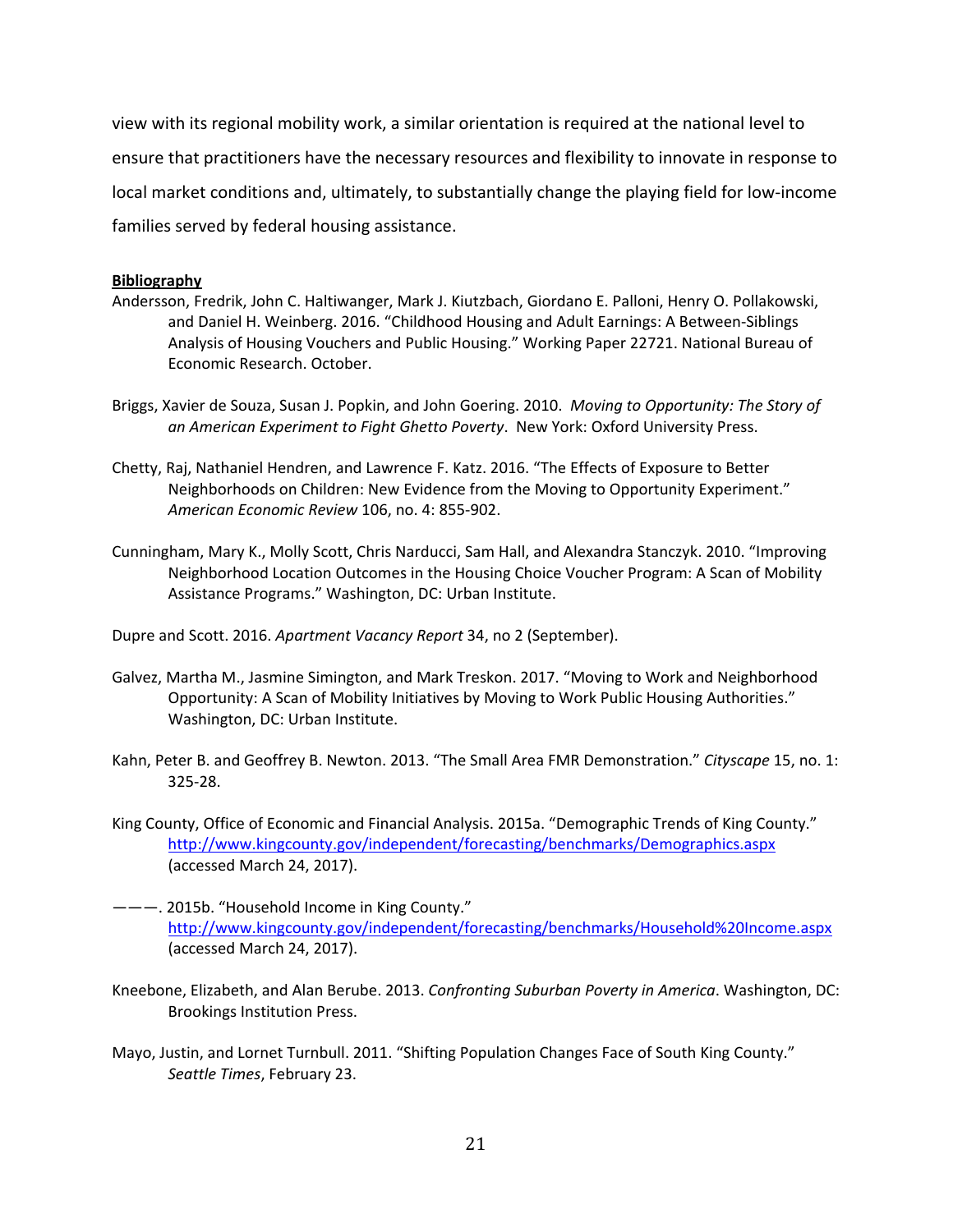view with its regional mobility work, a similar orientation is required at the national level to ensure that practitioners have the necessary resources and flexibility to innovate in response to local market conditions and, ultimately, to substantially change the playing field for low-income families served by federal housing assistance.

**Bibliography**

Andersson, Fredrik, John C. Haltiwanger, Mark J. Kiutzbach, Giordano E. Palloni, Henry O. Pollakowski, and Daniel H. Weinberg. 2016. "Childhood Housing and Adult Earnings: A Between-Siblings Analysis of Housing Vouchers and Public Housing." Working Paper 22721. National Bureau of Economic Research. October.

Briggs, Xavier de Souza, Susan J. Popkin, and John Goering. 2010. *Moving to Opportunity: The Story of an American Experiment to Fight Ghetto Poverty*. New York: Oxford University Press.

Chetty, Raj, Nathaniel Hendren, and Lawrence F. Katz. 2016. "The Effects of Exposure to Better Neighborhoods on Children: New Evidence from the Moving to Opportunity Experiment." *American Economic Review* 106, no. 4: 855-902.

Cunningham, Mary K., Molly Scott, Chris Narducci, Sam Hall, and Alexandra Stanczyk. 2010. "Improving Neighborhood Location Outcomes in the Housing Choice Voucher Program: A Scan of Mobility Assistance Programs." Washington, DC: Urban Institute.

Dupre and Scott. 2016. *Apartment Vacancy Report* 34, no 2 (September).

Galvez, Martha M., Jasmine Simington, and Mark Treskon. 2017. "Moving to Work and Neighborhood Opportunity: A Scan of Mobility Initiatives by Moving to Work Public Housing Authorities." Washington, DC: Urban Institute.

Kahn, Peter B. and Geoffrey B. Newton. 2013. "The Small Area FMR Demonstration." *Cityscape* 15, no. 1: 325-28.

King County, Office of Economic and Financial Analysis. 2015a. "Demographic Trends of King County." http://www.kingcounty.gov/independent/forecasting/benchmarks/Demographics.aspx (accessed March 24, 2017).

———. 2015b. "Household Income in King County." http://www.kingcounty.gov/independent/forecasting/benchmarks/Household%20Income.aspx (accessed March 24, 2017).

Kneebone, Elizabeth, and Alan Berube. 2013. *Confronting Suburban Poverty in America*. Washington, DC: Brookings Institution Press.

Mayo, Justin, and Lornet Turnbull. 2011. "Shifting Population Changes Face of South King County." *Seattle Times*, February 23.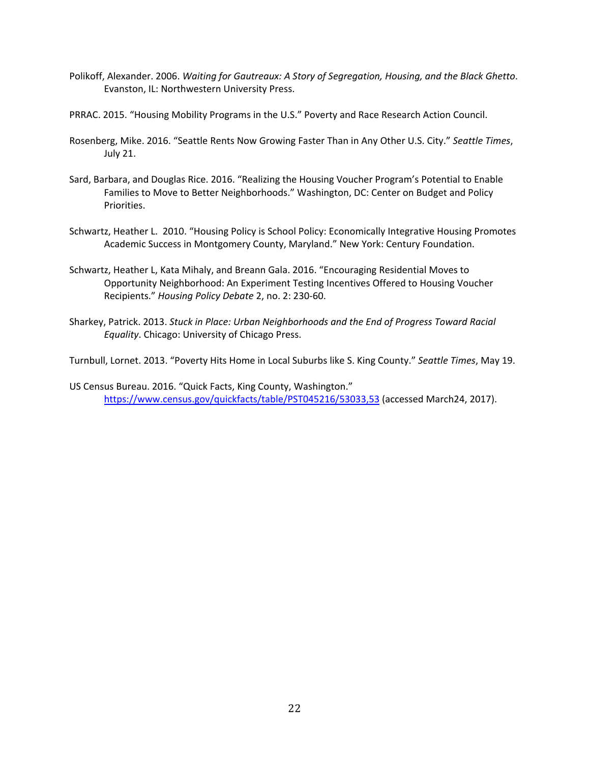Polikoff, Alexander. 2006. *Waiting for Gautreaux: A Story of Segregation, Housing, and the Black Ghetto*. Evanston, IL: Northwestern University Press.

PRRAC. 2015. "Housing Mobility Programs in the U.S." Poverty and Race Research Action Council.

Rosenberg, Mike. 2016. "Seattle Rents Now Growing Faster Than in Any Other U.S. City." *Seattle Times*, July 21.

Sard, Barbara, and Douglas Rice. 2016. "Realizing the Housing Voucher Program's Potential to Enable Families to Move to Better Neighborhoods." Washington, DC: Center on Budget and Policy Priorities.

Schwartz, Heather L. 2010. "Housing Policy is School Policy: Economically Integrative Housing Promotes Academic Success in Montgomery County, Maryland." New York: Century Foundation.

Schwartz, Heather L, Kata Mihaly, and Breann Gala. 2016. "Encouraging Residential Moves to Opportunity Neighborhood: An Experiment Testing Incentives Offered to Housing Voucher Recipients." *Housing Policy Debate* 2, no. 2: 230-60.

Sharkey, Patrick. 2013. *Stuck in Place: Urban Neighborhoods and the End of Progress Toward Racial Equality*. Chicago: University of Chicago Press.

Turnbull, Lornet. 2013. "Poverty Hits Home in Local Suburbs like S. King County." *Seattle Times*, May 19.

US Census Bureau. 2016. "Quick Facts, King County, Washington." https://www.census.gov/quickfacts/table/PST045216/53033,53 (accessed March24, 2017).